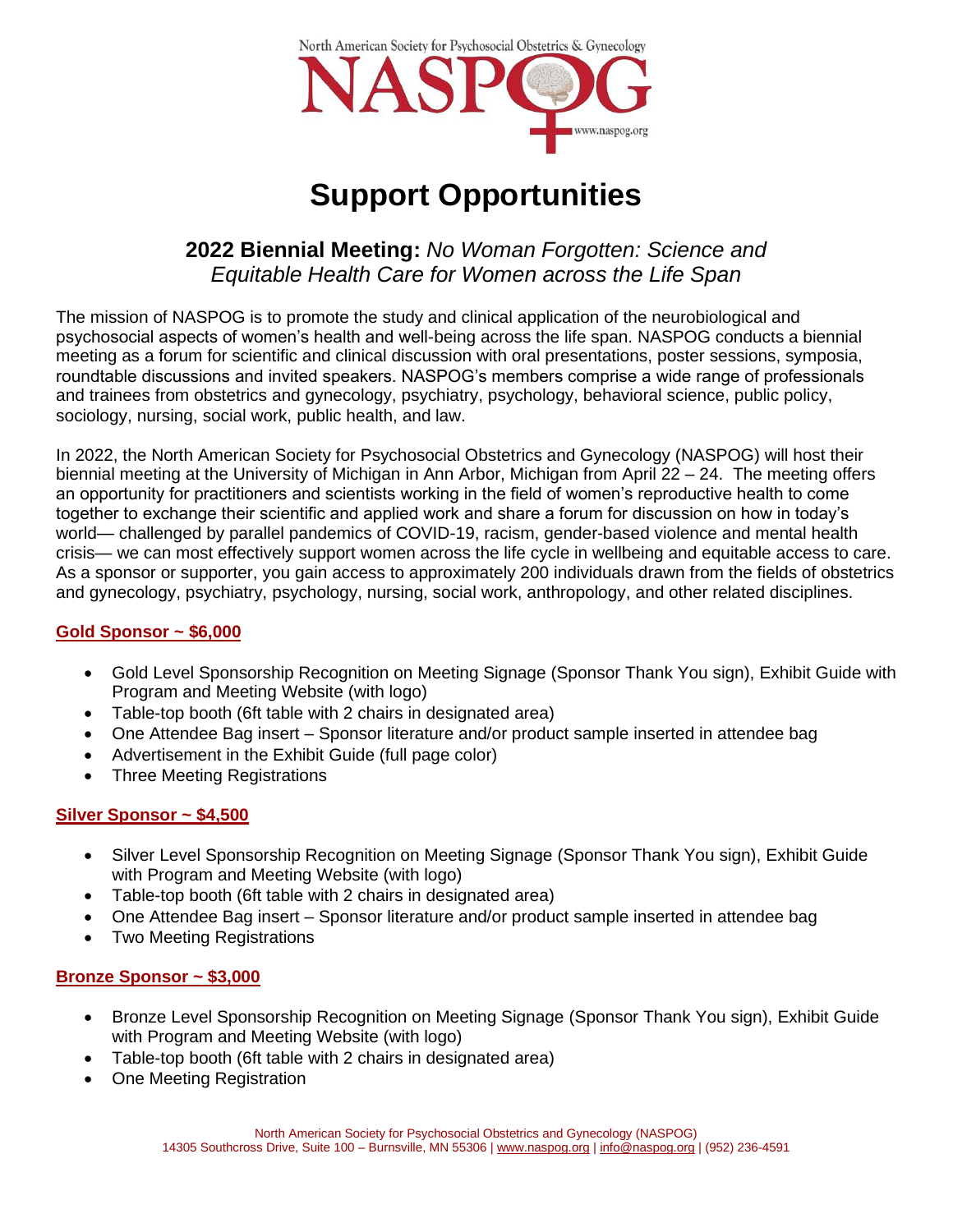North American Society for Psychosocial Obstetrics & Gynecology

NASPOG

www.naspog.org

# Support Opportunities

## 2022 Biennial Meeting: *No Woman Forgotten: Science and Equitable Health Care for Women across the Life Span*

The mission of NASPOG is to promote the study and clinical application of the neurobiological and psychosocial aspects of women's health and well-being across the life span. NASPOG conducts a biennial meeting as a forum for scientific and clinical discussion with oral presentations, poster sessions, symposia, roundtable discussions and invited speakers. NASPOG's members comprise a wide range of professionals and trainees from obstetrics and gynecology, psychiatry, psychology, behavioral science, public policy, sociology, nursing, social work, public health, and law.

In 2022, the North American Society for Psychosocial Obstetrics and Gynecology (NASPOG) will host their biennial meeting at the University of Michigan in Ann Arbor, Michigan from April 22 – 24. The meeting offers an opportunity for practitioners and scientists working in the field of women's reproductive health to come together to exchange their scientific and applied work and share a forum for discussion on how in today's world— challenged by parallel pandemics of COVID-19, racism, gender-based violence and mental health crisis— we can most effectively support women across the life cycle in wellbeing and equitable access to care. As a sponsor or supporter, you gain access to approximately 200 individuals drawn from the fields of obstetrics and gynecology, psychiatry, psychology, nursing, social work, anthropology, and other related disciplines.

### Gold Sponsor ~ $6,000

- Gold Level Sponsorship Recognition on Meeting Signage (Sponsor Thank You sign), Exhibit Guide with Program and Meeting Website (with logo)
- Table-top booth (6ft table with 2 chairs in designated area)
- One Attendee Bag insert – Sponsor literature and/or product sample inserted in attendee bag
- Advertisement in the Exhibit Guide (full page color)
- Three Meeting Registrations

### Silver Sponsor ~ $4,500

- Silver Level Sponsorship Recognition on Meeting Signage (Sponsor Thank You sign), Exhibit Guide with Program and Meeting Website (with logo)
- Table-top booth (6ft table with 2 chairs in designated area)
- One Attendee Bag insert – Sponsor literature and/or product sample inserted in attendee bag
- Two Meeting Registrations

### Bronze Sponsor ~ $3,000

- Bronze Level Sponsorship Recognition on Meeting Signage (Sponsor Thank You sign), Exhibit Guide with Program and Meeting Website (with logo)
- Table-top booth (6ft table with 2 chairs in designated area)
- One Meeting Registration

North American Society for Psychosocial Obstetrics and Gynecology (NASPOG)
14305 Southcross Drive, Suite 100 – Burnsville, MN 55306 | www.naspog.org | info@naspog.org | (952) 236-4591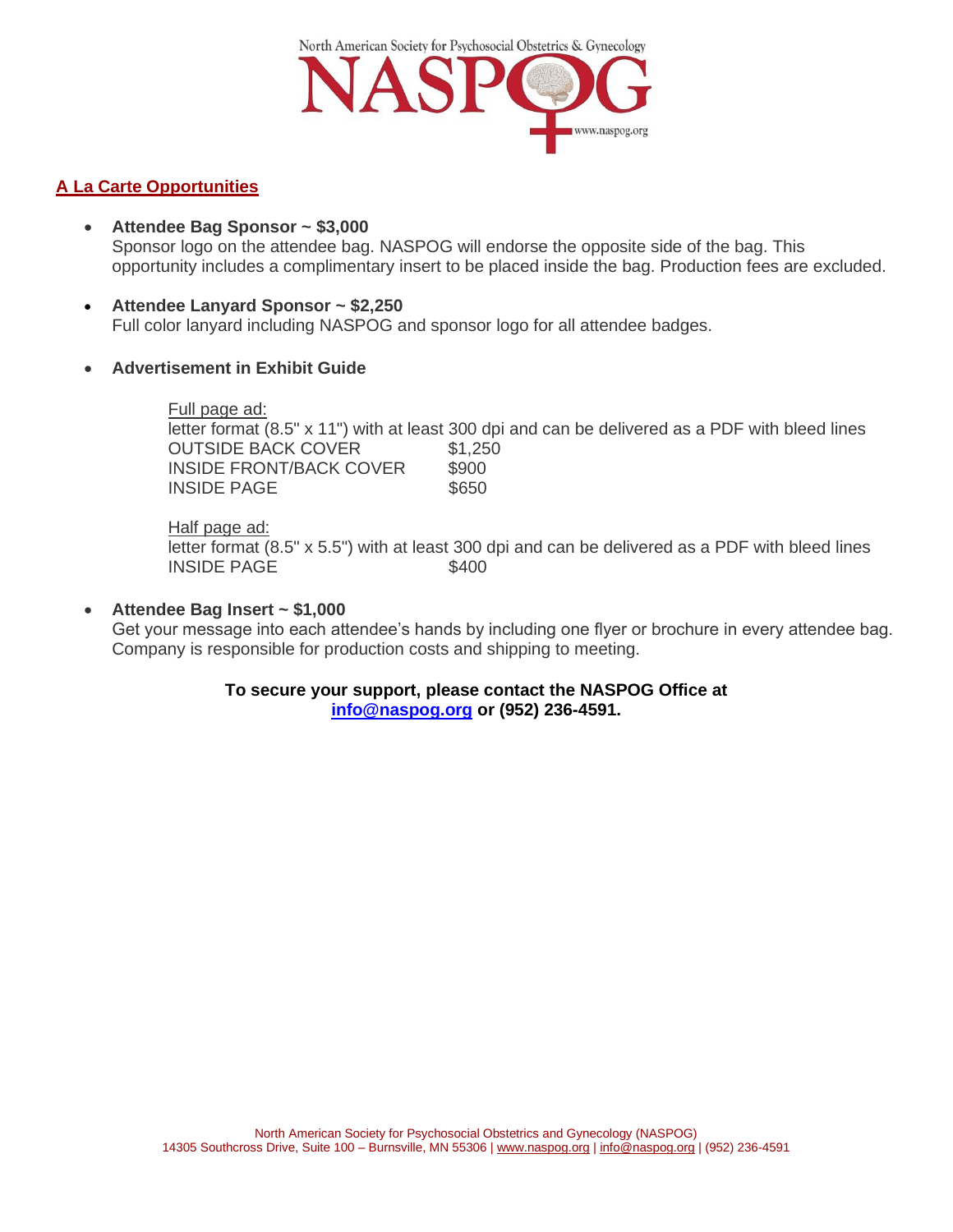## A La Carte Opportunities

- **Attendee Bag Sponsor ~ $3,000**
  Sponsor logo on the attendee bag. NASPOG will endorse the opposite side of the bag. This opportunity includes a complimentary insert to be placed inside the bag. Production fees are excluded.

- **Attendee Lanyard Sponsor ~ $2,250**
  Full color lanyard including NASPOG and sponsor logo for all attendee badges.

- **Advertisement in Exhibit Guide**

  Full page ad:
  letter format (8.5" x 11") with at least 300 dpi and can be delivered as a PDF with bleed lines

  | | |
  |---|---|
  | OUTSIDE BACK COVER | $1,250 |
  | INSIDE FRONT/BACK COVER | $900 |
  | INSIDE PAGE | $650 |

  Half page ad:
  letter format (8.5" x 5.5") with at least 300 dpi and can be delivered as a PDF with bleed lines

  | | |
  |---|---|
  | INSIDE PAGE | $400 |

- **Attendee Bag Insert ~ $1,000**
  Get your message into each attendee's hands by including one flyer or brochure in every attendee bag. Company is responsible for production costs and shipping to meeting.

**To secure your support, please contact the NASPOG Office at info@naspog.org or (952) 236-4591.**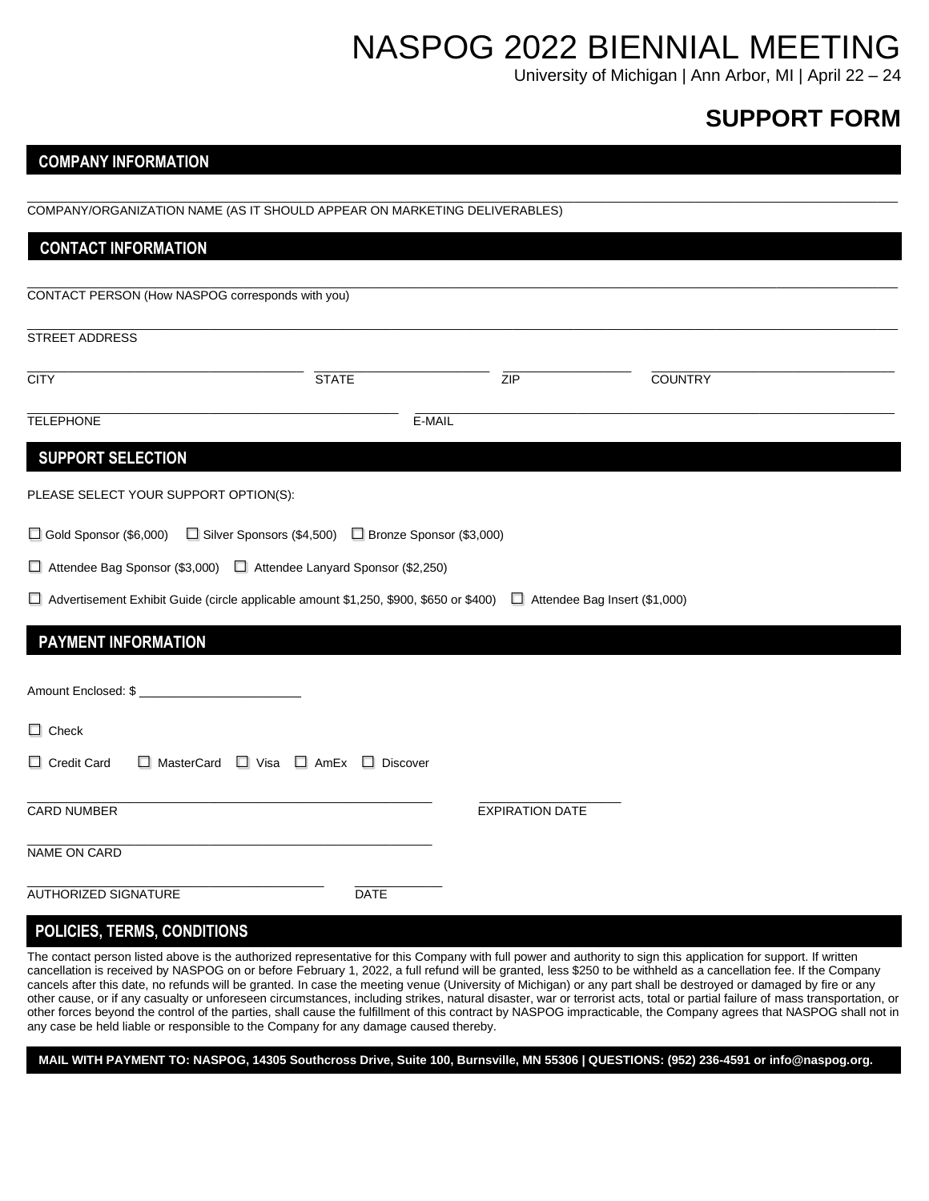# NASPOG 2022 BIENNIAL MEETING

University of Michigan | Ann Arbor, MI | April 22 – 24

## SUPPORT FORM

### COMPANY INFORMATION

_______________________________________________

COMPANY/ORGANIZATION NAME (AS IT SHOULD APPEAR ON MARKETING DELIVERABLES)

### CONTACT INFORMATION

_______________________________________________

CONTACT PERSON (How NASPOG corresponds with you)

_______________________________________________

STREET ADDRESS

_______________ _______________ _______________ _______________

CITY STATE ZIP COUNTRY

_______________________ _______________________

TELEPHONE E-MAIL

### SUPPORT SELECTION

PLEASE SELECT YOUR SUPPORT OPTION(S):

☐ Gold Sponsor ($6,000) ☐ Silver Sponsors ($4,500) ☐ Bronze Sponsor ($3,000)

☐ Attendee Bag Sponsor ($3,000) ☐ Attendee Lanyard Sponsor ($2,250)

☐ Advertisement Exhibit Guide (circle applicable amount $1,250, $900, $650 or $400) ☐ Attendee Bag Insert ($1,000)

### PAYMENT INFORMATION

Amount Enclosed: $ _______________________

☐ Check

☐ Credit Card ☐ MasterCard ☐ Visa ☐ AmEx ☐ Discover

_______________________ _______________

CARD NUMBER EXPIRATION DATE

_______________________

NAME ON CARD

_______________________ _______________

AUTHORIZED SIGNATURE DATE

### POLICIES, TERMS, CONDITIONS

The contact person listed above is the authorized representative for this Company with full power and authority to sign this application for support. If written cancellation is received by NASPOG on or before February 1, 2022, a full refund will be granted, less $250 to be withheld as a cancellation fee. If the Company cancels after this date, no refunds will be granted. In case the meeting venue (University of Michigan) or any part shall be destroyed or damaged by fire or any other cause, or if any casualty or unforeseen circumstances, including strikes, natural disaster, war or terrorist acts, total or partial failure of mass transportation, or other forces beyond the control of the parties, shall cause the fulfillment of this contract by NASPOG impracticable, the Company agrees that NASPOG shall not in any case be held liable or responsible to the Company for any damage caused thereby.

**MAIL WITH PAYMENT TO: NASPOG, 14305 Southcross Drive, Suite 100, Burnsville, MN 55306 | QUESTIONS: (952) 236-4591 or info@naspog.org.**